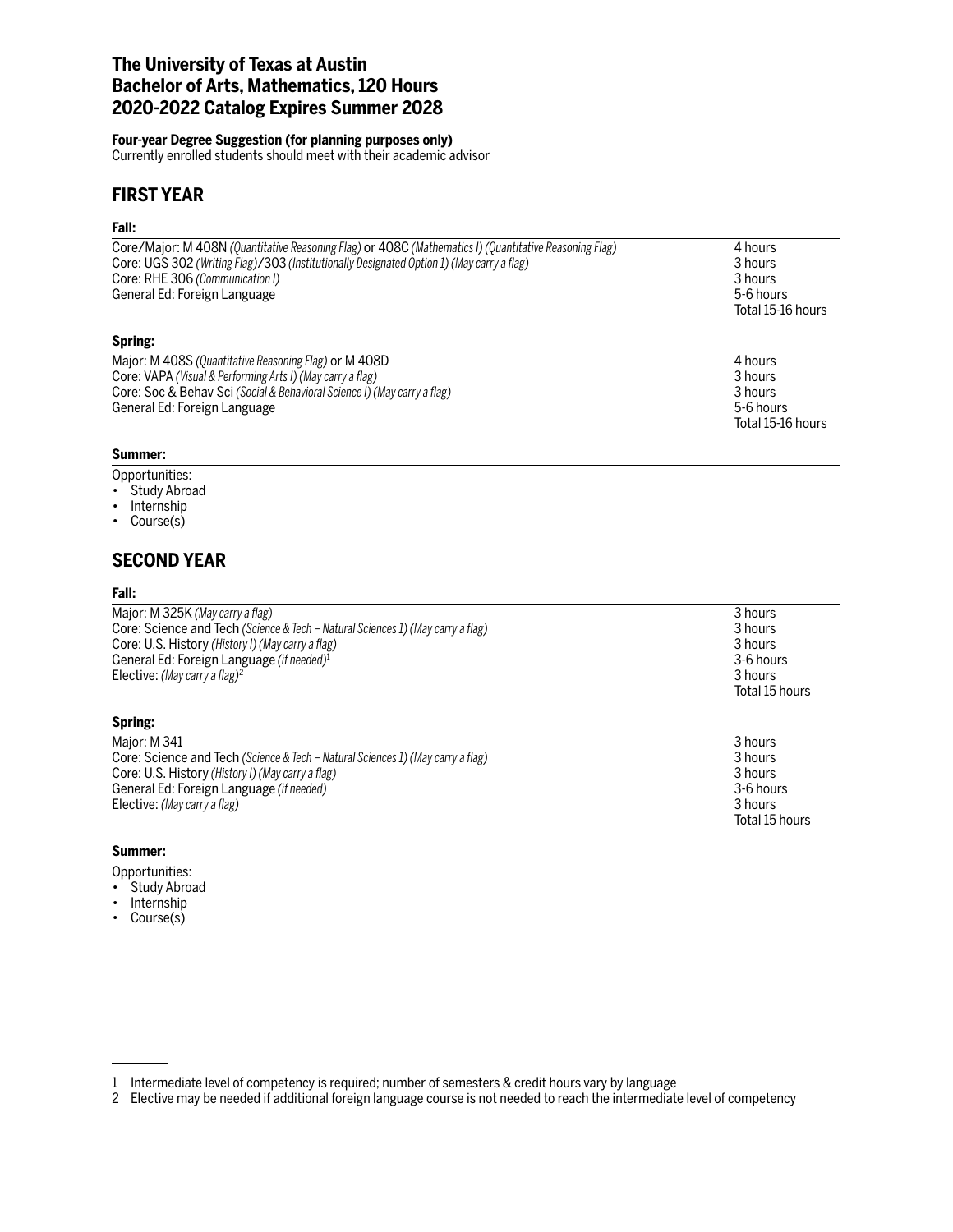# The University of Texas at Austin
# Bachelor of Arts, Mathematics, 120 Hours
# 2020-2022 Catalog Expires Summer 2028

**Four-year Degree Suggestion (for planning purposes only)**
Currently enrolled students should meet with their academic advisor

## FIRST YEAR

### Fall:

| | |
|---|---|
| Core/Major: M 408N *(Quantitative Reasoning Flag)* or 408C *(Mathematics I) (Quantitative Reasoning Flag)* | 4 hours |
| Core: UGS 302 *(Writing Flag)*/303 *(Institutionally Designated Option 1) (May carry a flag)* | 3 hours |
| Core: RHE 306 *(Communication I)* | 3 hours |
| General Ed: Foreign Language | 5-6 hours |
| | Total 15-16 hours |

### Spring:

| | |
|---|---|
| Major: M 408S *(Quantitative Reasoning Flag)* or M 408D | 4 hours |
| Core: VAPA *(Visual & Performing Arts I) (May carry a flag)* | 3 hours |
| Core: Soc & Behav Sci *(Social & Behavioral Science I) (May carry a flag)* | 3 hours |
| General Ed: Foreign Language | 5-6 hours |
| | Total 15-16 hours |

### Summer:

Opportunities:
- Study Abroad
- Internship
- Course(s)

## SECOND YEAR

### Fall:

| | |
|---|---|
| Major: M 325K *(May carry a flag)* | 3 hours |
| Core: Science and Tech *(Science & Tech – Natural Sciences 1) (May carry a flag)* | 3 hours |
| Core: U.S. History *(History I) (May carry a flag)* | 3 hours |
| General Ed: Foreign Language *(if needed)*[1] | 3-6 hours |
| Elective: *(May carry a flag)*[2] | 3 hours |
| | Total 15 hours |

### Spring:

| | |
|---|---|
| Major: M 341 | 3 hours |
| Core: Science and Tech *(Science & Tech – Natural Sciences 1) (May carry a flag)* | 3 hours |
| Core: U.S. History *(History I) (May carry a flag)* | 3 hours |
| General Ed: Foreign Language *(if needed)* | 3-6 hours |
| Elective: *(May carry a flag)* | 3 hours |
| | Total 15 hours |

### Summer:

Opportunities:
- Study Abroad
- Internship
- Course(s)

---

1 Intermediate level of competency is required; number of semesters & credit hours vary by language

2 Elective may be needed if additional foreign language course is not needed to reach the intermediate level of competency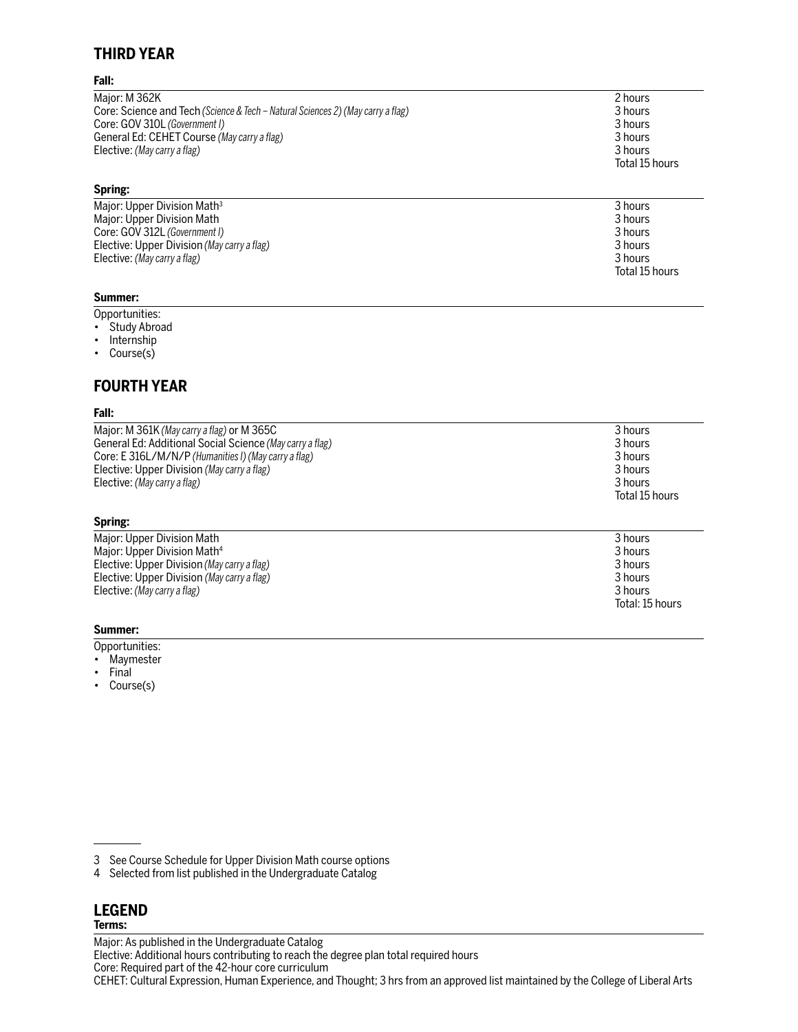## THIRD YEAR

**Fall:**

| | |
|---|---|
| Major: M 362K | 2 hours |
| Core: Science and Tech *(Science & Tech – Natural Sciences 2) (May carry a flag)* | 3 hours |
| Core: GOV 310L *(Government I)* | 3 hours |
| General Ed: CEHET Course *(May carry a flag)* | 3 hours |
| Elective: *(May carry a flag)* | 3 hours |
| | Total 15 hours |

**Spring:**

| | |
|---|---|
| Major: Upper Division Math[3] | 3 hours |
| Major: Upper Division Math | 3 hours |
| Core: GOV 312L *(Government I)* | 3 hours |
| Elective: Upper Division *(May carry a flag)* | 3 hours |
| Elective: *(May carry a flag)* | 3 hours |
| | Total 15 hours |

**Summer:**

Opportunities:

- Study Abroad
- Internship
- Course(s)

## FOURTH YEAR

**Fall:**

| | |
|---|---|
| Major: M 361K *(May carry a flag)* or M 365C | 3 hours |
| General Ed: Additional Social Science *(May carry a flag)* | 3 hours |
| Core: E 316L/M/N/P *(Humanities I) (May carry a flag)* | 3 hours |
| Elective: Upper Division *(May carry a flag)* | 3 hours |
| Elective: *(May carry a flag)* | 3 hours |
| | Total 15 hours |

**Spring:**

| | |
|---|---|
| Major: Upper Division Math | 3 hours |
| Major: Upper Division Math[4] | 3 hours |
| Elective: Upper Division *(May carry a flag)* | 3 hours |
| Elective: Upper Division *(May carry a flag)* | 3 hours |
| Elective: *(May carry a flag)* | 3 hours |
| | Total: 15 hours |

**Summer:**

Opportunities:

- Maymester
- Final
- Course(s)

---

3 See Course Schedule for Upper Division Math course options

4 Selected from list published in the Undergraduate Catalog

## LEGEND

**Terms:**

Major: As published in the Undergraduate Catalog

Elective: Additional hours contributing to reach the degree plan total required hours

Core: Required part of the 42-hour core curriculum

CEHET: Cultural Expression, Human Experience, and Thought; 3 hrs from an approved list maintained by the College of Liberal Arts